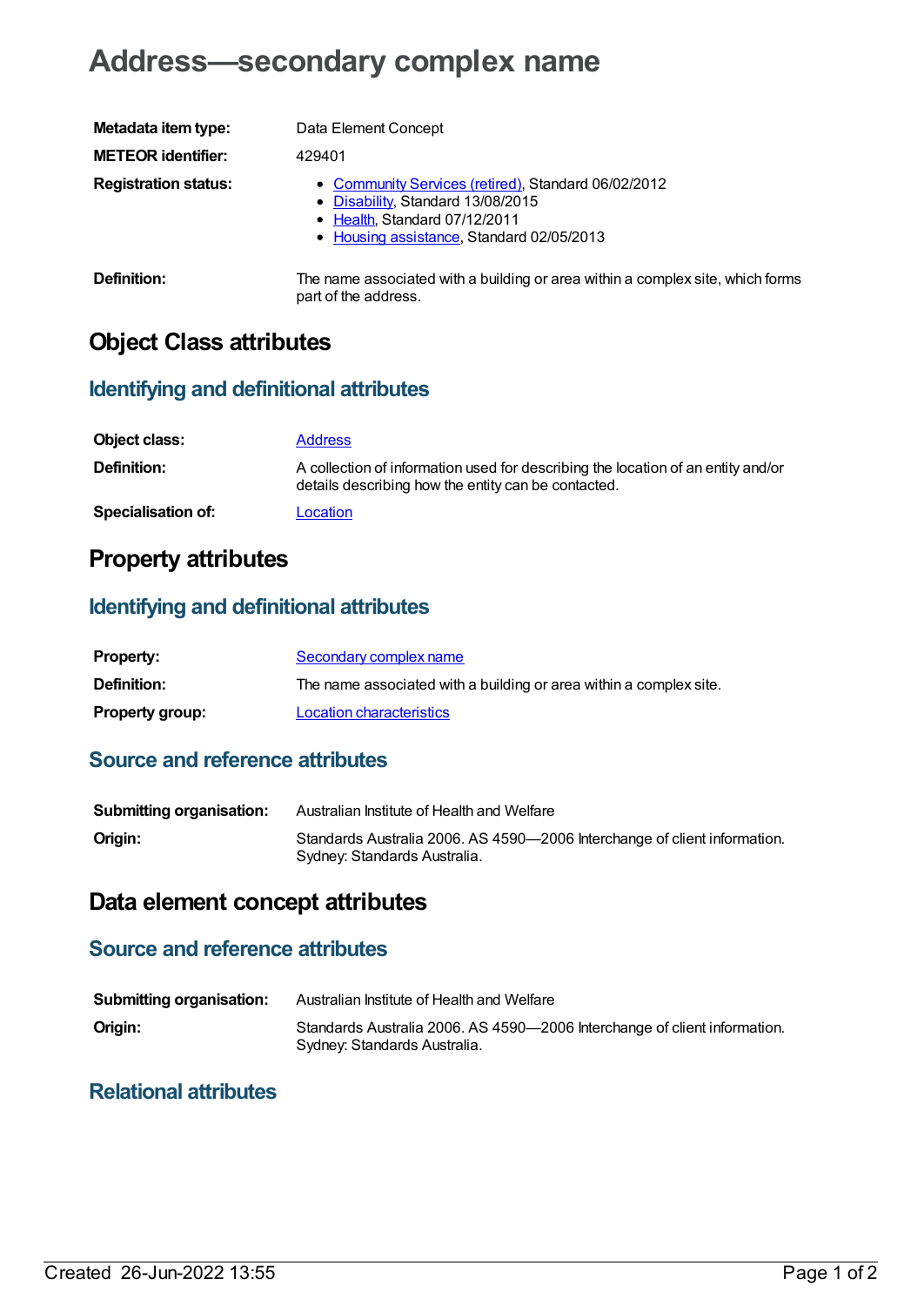# Address—secondary complex name

| | |
|---|---|
| **Metadata item type:** | Data Element Concept |
| **METEOR identifier:** | 429401 |
| **Registration status:** | • Community Services (retired), Standard 06/02/2012<br>• Disability, Standard 13/08/2015<br>• Health, Standard 07/12/2011<br>• Housing assistance, Standard 02/05/2013 |
| **Definition:** | The name associated with a building or area within a complex site, which forms part of the address. |

## Object Class attributes

### Identifying and definitional attributes

| | |
|---|---|
| **Object class:** | Address |
| **Definition:** | A collection of information used for describing the location of an entity and/or details describing how the entity can be contacted. |
| **Specialisation of:** | Location |

## Property attributes

### Identifying and definitional attributes

| | |
|---|---|
| **Property:** | Secondary complex name |
| **Definition:** | The name associated with a building or area within a complex site. |
| **Property group:** | Location characteristics |

### Source and reference attributes

| | |
|---|---|
| **Submitting organisation:** | Australian Institute of Health and Welfare |
| **Origin:** | Standards Australia 2006. AS 4590—2006 Interchange of client information. Sydney: Standards Australia. |

## Data element concept attributes

### Source and reference attributes

| | |
|---|---|
| **Submitting organisation:** | Australian Institute of Health and Welfare |
| **Origin:** | Standards Australia 2006. AS 4590—2006 Interchange of client information. Sydney: Standards Australia. |

### Relational attributes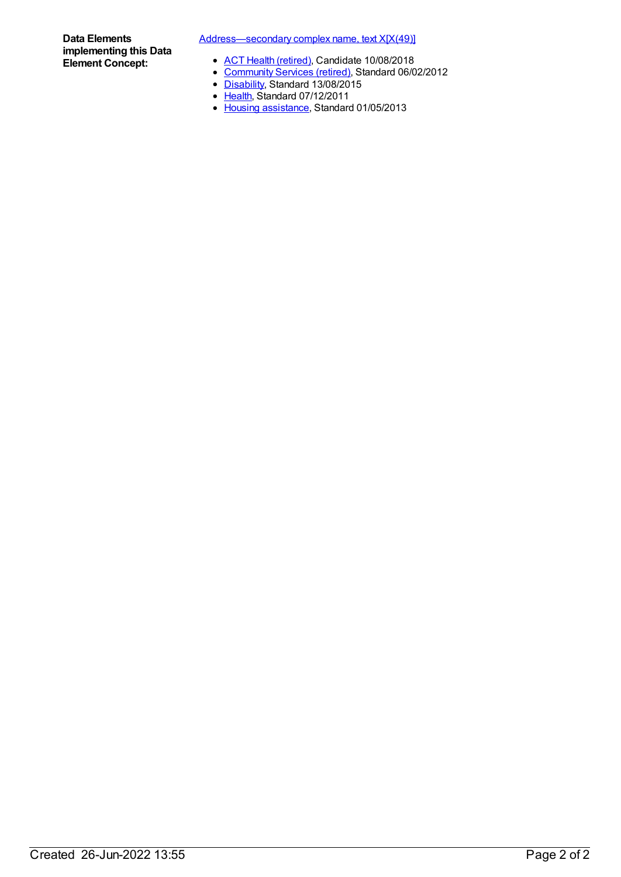**Data Elements implementing this Data Element Concept:**

Address—secondary complex name, text X[X(49)]

- ACT Health (retired), Candidate 10/08/2018
- Community Services (retired), Standard 06/02/2012
- Disability, Standard 13/08/2015
- Health, Standard 07/12/2011
- Housing assistance, Standard 01/05/2013